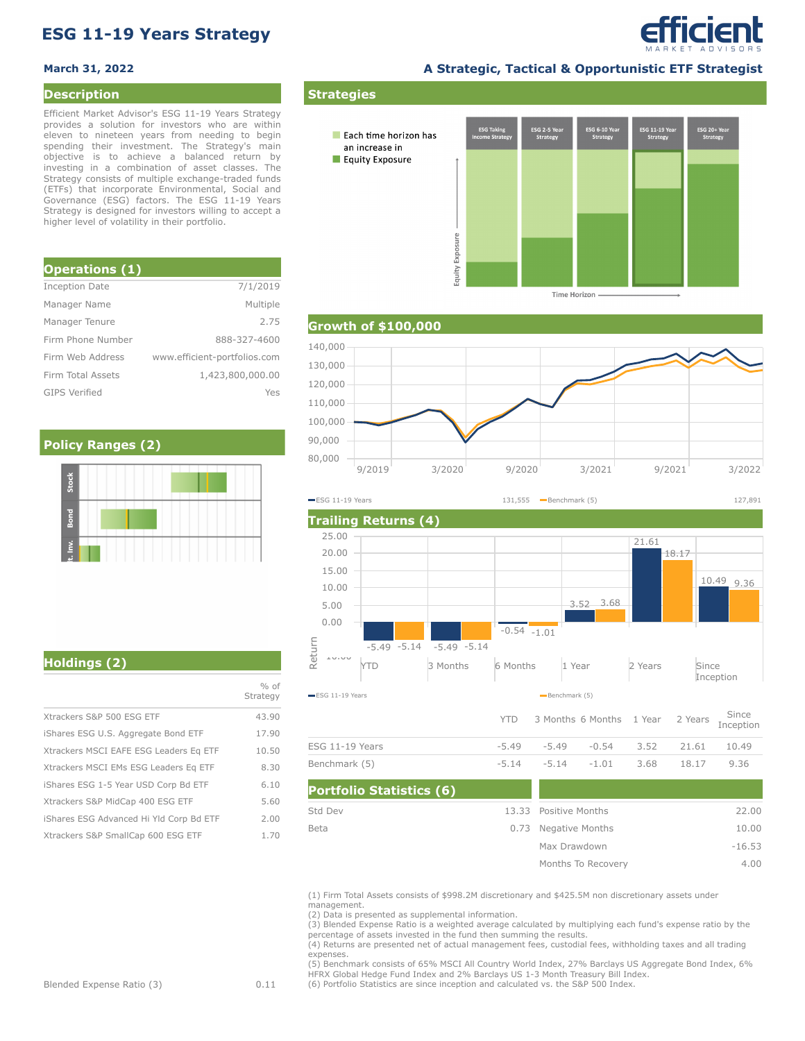# ESG 11-19 Years Strategy

**March 31, 2022**

**A Strategic, Tactical & Opportunistic ETF Strategist**

## Description

Efficient Market Advisor's ESG 11-19 Years Strategy provides a solution for investors who are within eleven to nineteen years from needing to begin spending their investment. The Strategy's main objective is to achieve a balanced return by investing in a combination of asset classes. The Strategy consists of multiple exchange-traded funds (ETFs) that incorporate Environmental, Social and Governance (ESG) factors. The ESG 11-19 Years Strategy is designed for investors willing to accept a higher level of volatility in their portfolio.

## Operations (1)

| | |
|---|---|
| Inception Date | 7/1/2019 |
| Manager Name | Multiple |
| Manager Tenure | 2.75 |
| Firm Phone Number | 888-327-4600 |
| Firm Web Address | www.efficient-portfolios.com |
| Firm Total Assets | 1,423,800,000.00 |
| GIPS Verified | Yes |

## Policy Ranges (2)

Stock, Bond, St. Inv.

## Holdings (2)

| | % of Strategy |
|---|---|
| Xtrackers S&P 500 ESG ETF | 43.90 |
| iShares ESG U.S. Aggregate Bond ETF | 17.90 |
| Xtrackers MSCI EAFE ESG Leaders Eq ETF | 10.50 |
| Xtrackers MSCI EMs ESG Leaders Eq ETF | 8.30 |
| iShares ESG 1-5 Year USD Corp Bd ETF | 6.10 |
| Xtrackers S&P MidCap 400 ESG ETF | 5.60 |
| iShares ESG Advanced Hi Yld Corp Bd ETF | 2.00 |
| Xtrackers S&P SmallCap 600 ESG ETF | 1.70 |

## Strategies

Each time horizon has an increase in Equity Exposure

ESG Taking Income Strategy | ESG 2-5 Year Strategy | ESG 6-10 Year Strategy | ESG 11-19 Year Strategy | ESG 20+ Year Strategy

Equity Exposure — Time Horizon

## Growth of $100,000

ESG 11-19 Years: 131,555 — Benchmark (5): 127,891

## Trailing Returns (4)

| | YTD | 3 Months | 6 Months | 1 Year | 2 Years | Since Inception |
|---|---|---|---|---|---|---|
| ESG 11-19 Years | -5.49 | -5.49 | -0.54 | 3.52 | 21.61 | 10.49 |
| Benchmark (5) | -5.14 | -5.14 | -1.01 | 3.68 | 18.17 | 9.36 |

## Portfolio Statistics (6)

| | | | |
|---|---|---|---|
| Std Dev | 13.33 | Positive Months | 22.00 |
| Beta | 0.73 | Negative Months | 10.00 |
| | | Max Drawdown | -16.53 |
| | | Months To Recovery | 4.00 |

Blended Expense Ratio (3) 0.11

(1) Firm Total Assets consists of $998.2M discretionary and $425.5M non discretionary assets under management.
(2) Data is presented as supplemental information.
(3) Blended Expense Ratio is a weighted average calculated by multiplying each fund's expense ratio by the percentage of assets invested in the fund then summing the results.
(4) Returns are presented net of actual management fees, custodial fees, withholding taxes and all trading expenses.
(5) Benchmark consists of 65% MSCI All Country World Index, 27% Barclays US Aggregate Bond Index, 6% HFRX Global Hedge Fund Index and 2% Barclays US 1-3 Month Treasury Bill Index.
(6) Portfolio Statistics are since inception and calculated vs. the S&P 500 Index.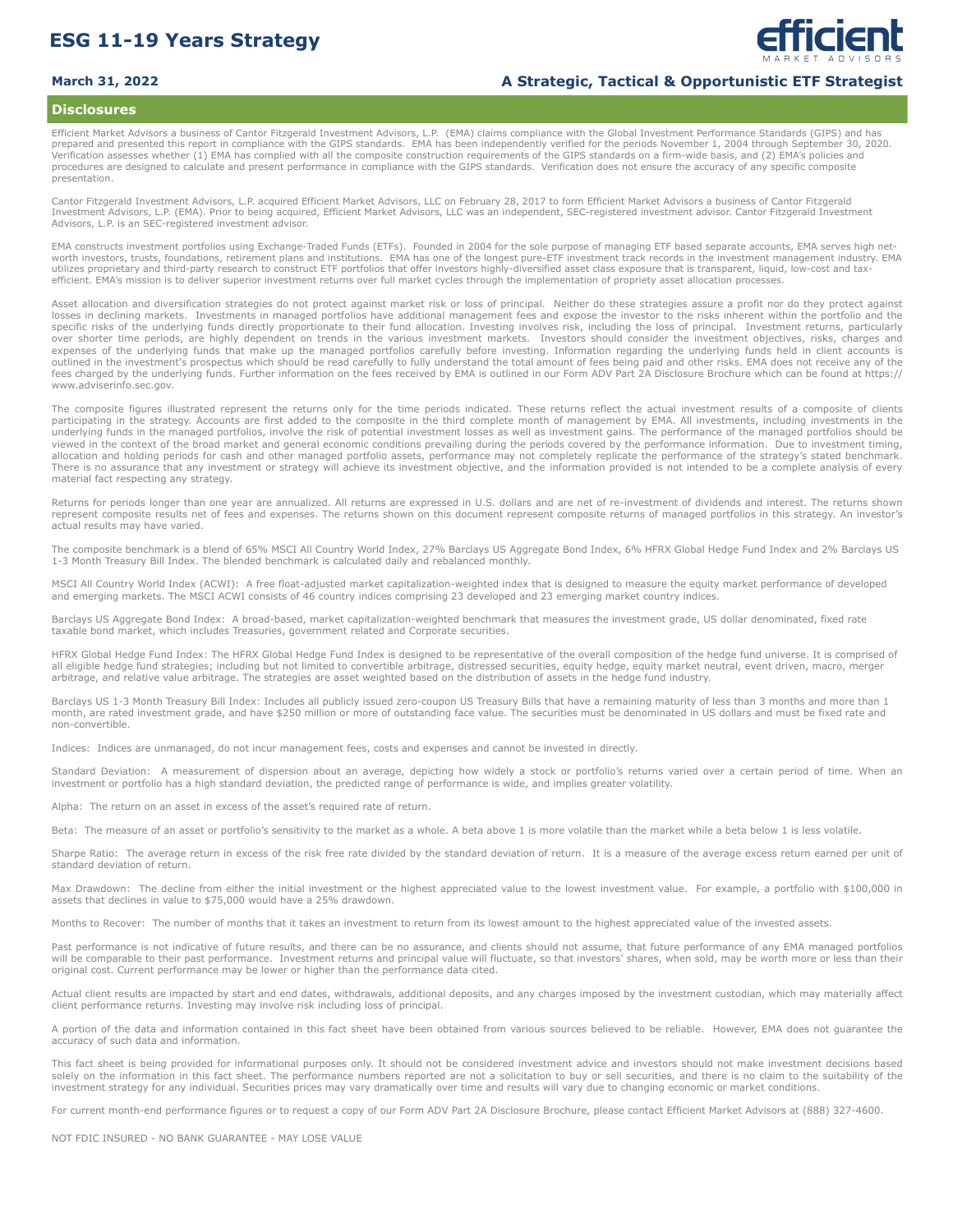# ESG 11-19 Years Strategy

**March 31, 2022**

**A Strategic, Tactical & Opportunistic ETF Strategist**

## Disclosures

Efficient Market Advisors a business of Cantor Fitzgerald Investment Advisors, L.P. (EMA) claims compliance with the Global Investment Performance Standards (GIPS) and has prepared and presented this report in compliance with the GIPS standards. EMA has been independently verified for the periods November 1, 2004 through September 30, 2020. Verification assesses whether (1) EMA has complied with all the composite construction requirements of the GIPS standards on a firm-wide basis, and (2) EMA's policies and procedures are designed to calculate and present performance in compliance with the GIPS standards. Verification does not ensure the accuracy of any specific composite presentation.

Cantor Fitzgerald Investment Advisors, L.P. acquired Efficient Market Advisors, LLC on February 28, 2017 to form Efficient Market Advisors a business of Cantor Fitzgerald Investment Advisors, L.P. (EMA). Prior to being acquired, Efficient Market Advisors, LLC was an independent, SEC-registered investment advisor. Cantor Fitzgerald Investment Advisors, L.P. is an SEC-registered investment advisor.

EMA constructs investment portfolios using Exchange-Traded Funds (ETFs). Founded in 2004 for the sole purpose of managing ETF based separate accounts, EMA serves high net-worth investors, trusts, foundations, retirement plans and institutions. EMA has one of the longest pure-ETF investment track records in the investment management industry. EMA utilizes proprietary and third-party research to construct ETF portfolios that offer investors highly-diversified asset class exposure that is transparent, liquid, low-cost and tax-efficient. EMA's mission is to deliver superior investment returns over full market cycles through the implementation of propriety asset allocation processes.

Asset allocation and diversification strategies do not protect against market risk or loss of principal. Neither do these strategies assure a profit nor do they protect against losses in declining markets. Investments in managed portfolios have additional management fees and expose the investor to the risks inherent within the portfolio and the specific risks of the underlying funds directly proportionate to their fund allocation. Investing involves risk, including the loss of principal. Investment returns, particularly over shorter time periods, are highly dependent on trends in the various investment markets. Investors should consider the investment objectives, risks, charges and expenses of the underlying funds that make up the managed portfolios carefully before investing. Information regarding the underlying funds held in client accounts is outlined in the investment's prospectus which should be read carefully to fully understand the total amount of fees being paid and other risks. EMA does not receive any of the fees charged by the underlying funds. Further information on the fees received by EMA is outlined in our Form ADV Part 2A Disclosure Brochure which can be found at https://www.adviserinfo.sec.gov.

The composite figures illustrated represent the returns only for the time periods indicated. These returns reflect the actual investment results of a composite of clients participating in the strategy. Accounts are first added to the composite in the third complete month of management by EMA. All investments, including investments in the underlying funds in the managed portfolios, involve the risk of potential investment losses as well as investment gains. The performance of the managed portfolios should be viewed in the context of the broad market and general economic conditions prevailing during the periods covered by the performance information. Due to investment timing, allocation and holding periods for cash and other managed portfolio assets, performance may not completely replicate the performance of the strategy's stated benchmark. There is no assurance that any investment or strategy will achieve its investment objective, and the information provided is not intended to be a complete analysis of every material fact respecting any strategy.

Returns for periods longer than one year are annualized. All returns are expressed in U.S. dollars and are net of re-investment of dividends and interest. The returns shown represent composite results net of fees and expenses. The returns shown on this document represent composite returns of managed portfolios in this strategy. An investor's actual results may have varied.

The composite benchmark is a blend of 65% MSCI All Country World Index, 27% Barclays US Aggregate Bond Index, 6% HFRX Global Hedge Fund Index and 2% Barclays US 1-3 Month Treasury Bill Index. The blended benchmark is calculated daily and rebalanced monthly.

MSCI All Country World Index (ACWI): A free float-adjusted market capitalization-weighted index that is designed to measure the equity market performance of developed and emerging markets. The MSCI ACWI consists of 46 country indices comprising 23 developed and 23 emerging market country indices.

Barclays US Aggregate Bond Index: A broad-based, market capitalization-weighted benchmark that measures the investment grade, US dollar denominated, fixed rate taxable bond market, which includes Treasuries, government related and Corporate securities.

HFRX Global Hedge Fund Index: The HFRX Global Hedge Fund Index is designed to be representative of the overall composition of the hedge fund universe. It is comprised of all eligible hedge fund strategies; including but not limited to convertible arbitrage, distressed securities, equity hedge, equity market neutral, event driven, macro, merger arbitrage, and relative value arbitrage. The strategies are asset weighted based on the distribution of assets in the hedge fund industry.

Barclays US 1-3 Month Treasury Bill Index: Includes all publicly issued zero-coupon US Treasury Bills that have a remaining maturity of less than 3 months and more than 1 month, are rated investment grade, and have $250 million or more of outstanding face value. The securities must be denominated in US dollars and must be fixed rate and non-convertible.

Indices: Indices are unmanaged, do not incur management fees, costs and expenses and cannot be invested in directly.

Standard Deviation: A measurement of dispersion about an average, depicting how widely a stock or portfolio's returns varied over a certain period of time. When an investment or portfolio has a high standard deviation, the predicted range of performance is wide, and implies greater volatility.

Alpha: The return on an asset in excess of the asset's required rate of return.

Beta: The measure of an asset or portfolio's sensitivity to the market as a whole. A beta above 1 is more volatile than the market while a beta below 1 is less volatile.

Sharpe Ratio: The average return in excess of the risk free rate divided by the standard deviation of return. It is a measure of the average excess return earned per unit of standard deviation of return.

Max Drawdown: The decline from either the initial investment or the highest appreciated value to the lowest investment value. For example, a portfolio with $100,000 in assets that declines in value to $75,000 would have a 25% drawdown.

Months to Recover: The number of months that it takes an investment to return from its lowest amount to the highest appreciated value of the invested assets.

Past performance is not indicative of future results, and there can be no assurance, and clients should not assume, that future performance of any EMA managed portfolios will be comparable to their past performance. Investment returns and principal value will fluctuate, so that investors' shares, when sold, may be worth more or less than their original cost. Current performance may be lower or higher than the performance data cited.

Actual client results are impacted by start and end dates, withdrawals, additional deposits, and any charges imposed by the investment custodian, which may materially affect client performance returns. Investing may involve risk including loss of principal.

A portion of the data and information contained in this fact sheet have been obtained from various sources believed to be reliable. However, EMA does not guarantee the accuracy of such data and information.

This fact sheet is being provided for informational purposes only. It should not be considered investment advice and investors should not make investment decisions based solely on the information in this fact sheet. The performance numbers reported are not a solicitation to buy or sell securities, and there is no claim to the suitability of the investment strategy for any individual. Securities prices may vary dramatically over time and results will vary due to changing economic or market conditions.

For current month-end performance figures or to request a copy of our Form ADV Part 2A Disclosure Brochure, please contact Efficient Market Advisors at (888) 327-4600.

NOT FDIC INSURED - NO BANK GUARANTEE - MAY LOSE VALUE